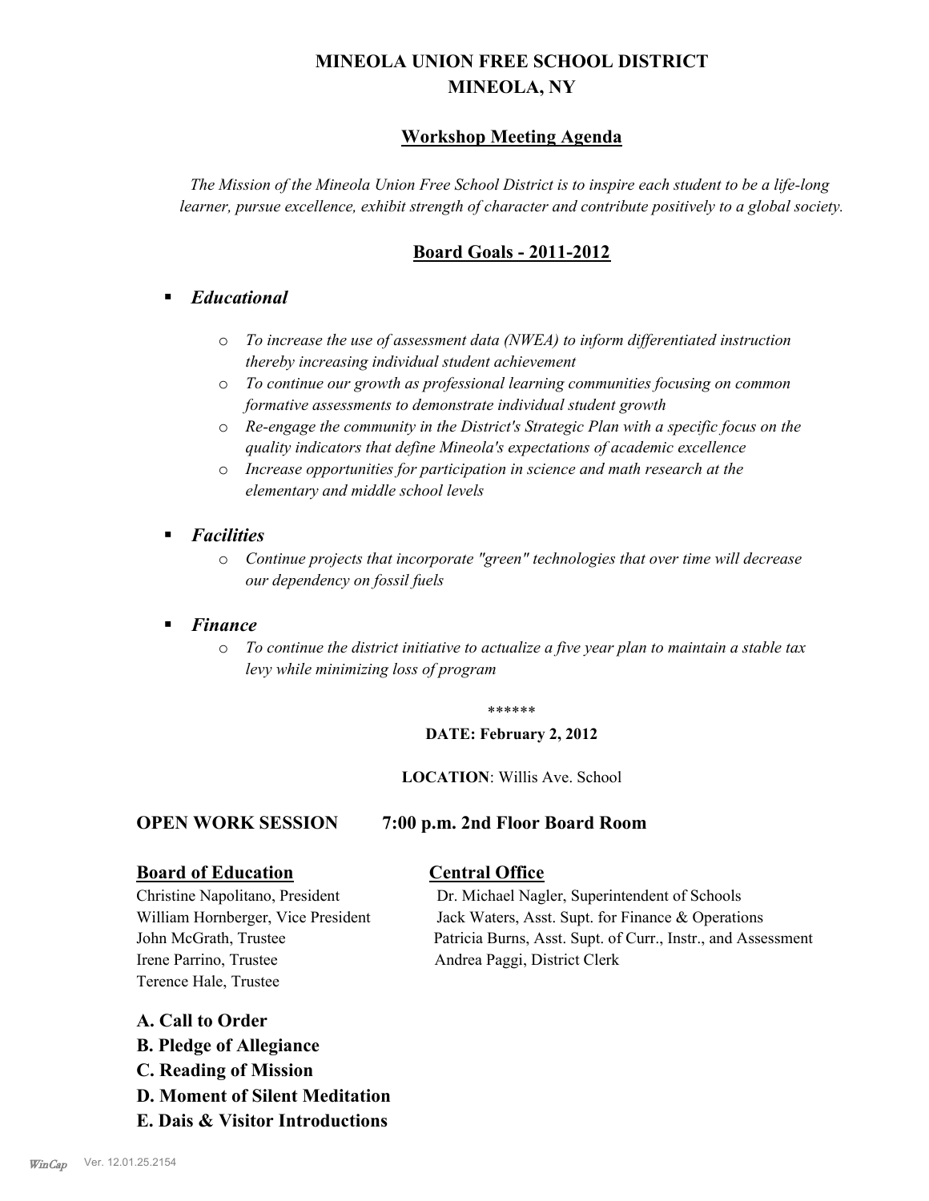# MINEOLA UNION FREE SCHOOL DISTRICT
# MINEOLA, NY

## Workshop Meeting Agenda

*The Mission of the Mineola Union Free School District is to inspire each student to be a life-long learner, pursue excellence, exhibit strength of character and contribute positively to a global society.*

## Board Goals - 2011-2012

- ***Educational***
  - *To increase the use of assessment data (NWEA) to inform differentiated instruction thereby increasing individual student achievement*
  - *To continue our growth as professional learning communities focusing on common formative assessments to demonstrate individual student growth*
  - *Re-engage the community in the District's Strategic Plan with a specific focus on the quality indicators that define Mineola's expectations of academic excellence*
  - *Increase opportunities for participation in science and math research at the elementary and middle school levels*
- ***Facilities***
  - *Continue projects that incorporate "green" technologies that over time will decrease our dependency on fossil fuels*
- ***Finance***
  - *To continue the district initiative to actualize a five year plan to maintain a stable tax levy while minimizing loss of program*

******

**DATE: February 2, 2012**

**LOCATION**: Willis Ave. School

### OPEN WORK SESSION 7:00 p.m. 2nd Floor Board Room

**Board of Education**

Christine Napolitano, President
William Hornberger, Vice President
John McGrath, Trustee
Irene Parrino, Trustee
Terence Hale, Trustee

**Central Office**

Dr. Michael Nagler, Superintendent of Schools
Jack Waters, Asst. Supt. for Finance & Operations
Patricia Burns, Asst. Supt. of Curr., Instr., and Assessment
Andrea Paggi, District Clerk

### A. Call to Order
### B. Pledge of Allegiance
### C. Reading of Mission
### D. Moment of Silent Meditation
### E. Dais & Visitor Introductions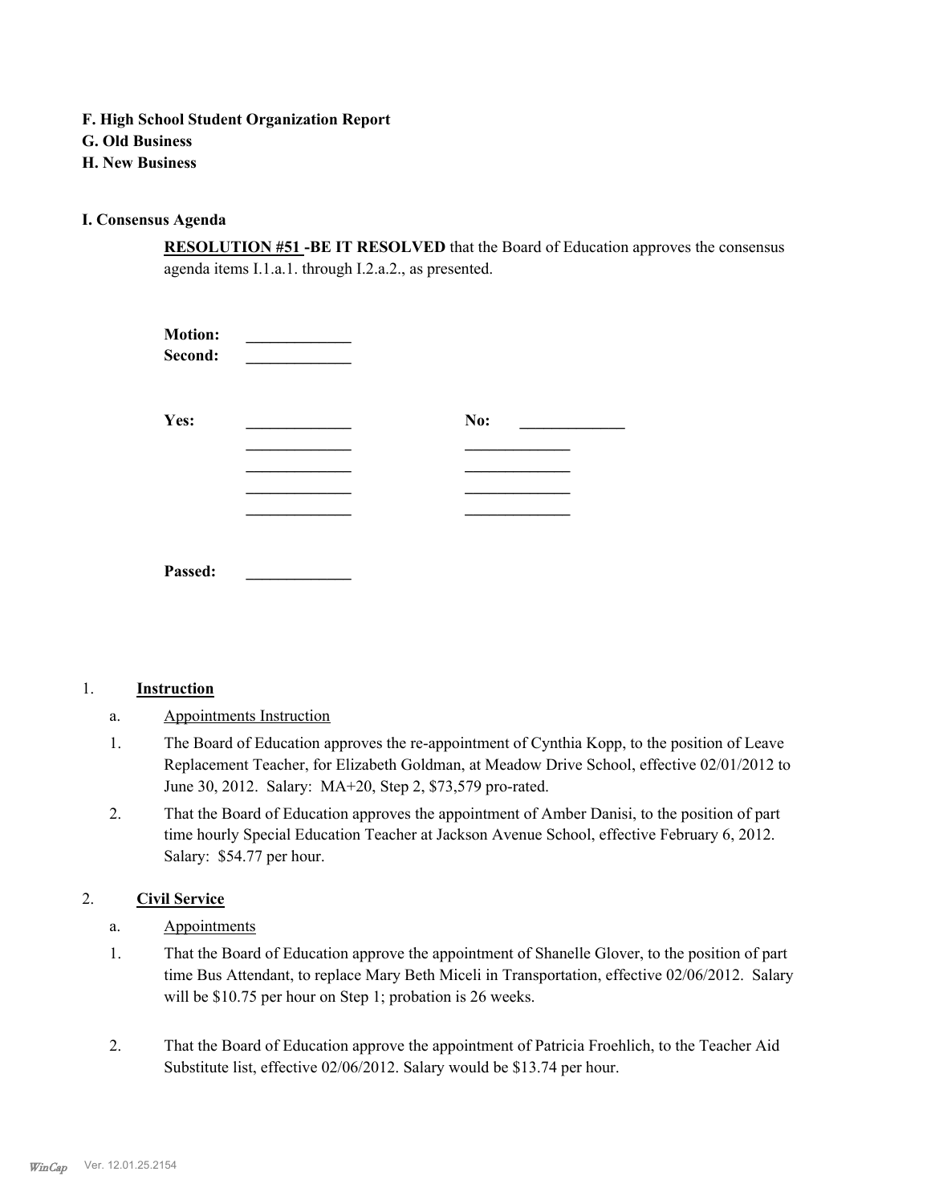**F. High School Student Organization Report**
**G. Old Business**
**H. New Business**

**I. Consensus Agenda**

**RESOLUTION #51 -BE IT RESOLVED** that the Board of Education approves the consensus agenda items I.1.a.1. through I.2.a.2., as presented.

**Motion:** _____________
**Second:** _____________

| **Yes:** | _____________ | **No:** | _____________ |
|---|---|---|---|
| | _____________ | | _____________ |
| | _____________ | | _____________ |
| | _____________ | | _____________ |
| | _____________ | | _____________ |

**Passed:** _____________

1. **Instruction**

   a. Appointments Instruction

   1. The Board of Education approves the re-appointment of Cynthia Kopp, to the position of Leave Replacement Teacher, for Elizabeth Goldman, at Meadow Drive School, effective 02/01/2012 to June 30, 2012. Salary: MA+20, Step 2, $73,579 pro-rated.
   2. That the Board of Education approves the appointment of Amber Danisi, to the position of part time hourly Special Education Teacher at Jackson Avenue School, effective February 6, 2012. Salary: $54.77 per hour.

2. **Civil Service**

   a. Appointments

   1. That the Board of Education approve the appointment of Shanelle Glover, to the position of part time Bus Attendant, to replace Mary Beth Miceli in Transportation, effective 02/06/2012. Salary will be $10.75 per hour on Step 1; probation is 26 weeks.
   2. That the Board of Education approve the appointment of Patricia Froehlich, to the Teacher Aid Substitute list, effective 02/06/2012. Salary would be $13.74 per hour.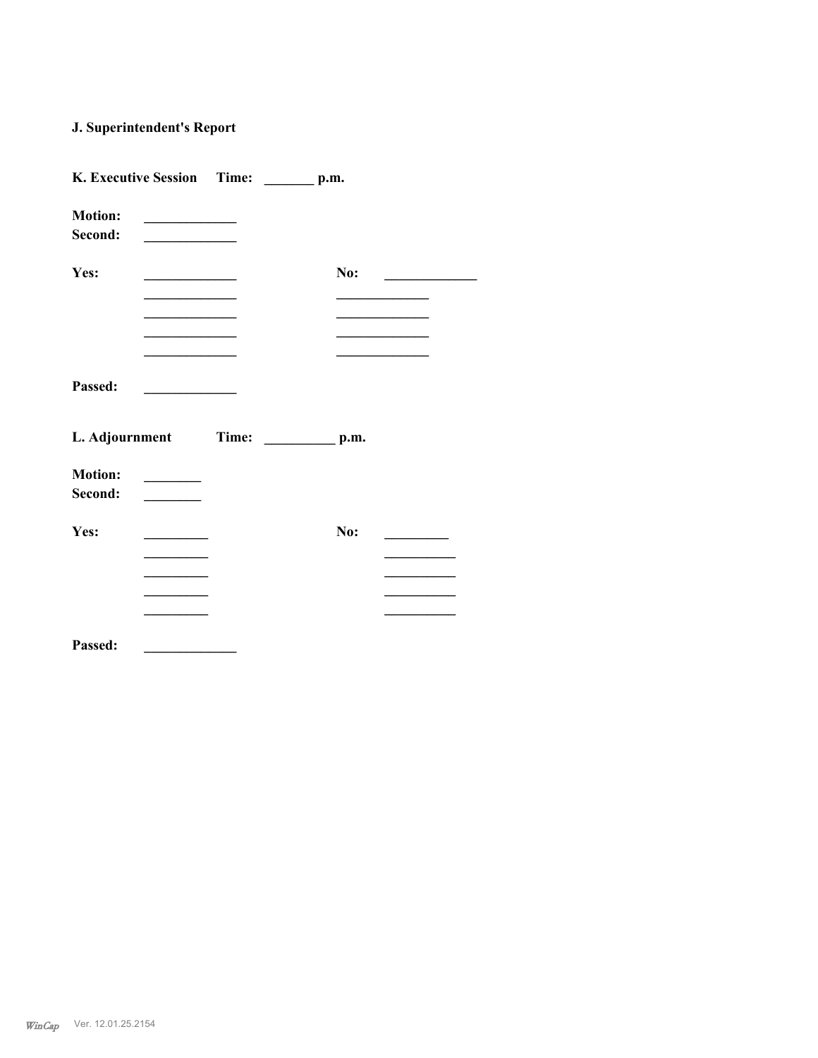**J. Superintendent's Report**

**K. Executive Session Time: _______ p.m.**

**Motion:** _____________
**Second:** _____________

**Yes:** _____________ **No:** _____________

_____________ _____________

_____________ _____________

_____________ _____________

_____________ _____________

**Passed:** _____________

**L. Adjournment Time: __________ p.m.**

**Motion:** ________
**Second:** ________

**Yes:** _________ **No:** _________

_________ __________

_________ __________

_________ __________

_________ __________

**Passed:** _____________

WinCap Ver. 12.01.25.2154